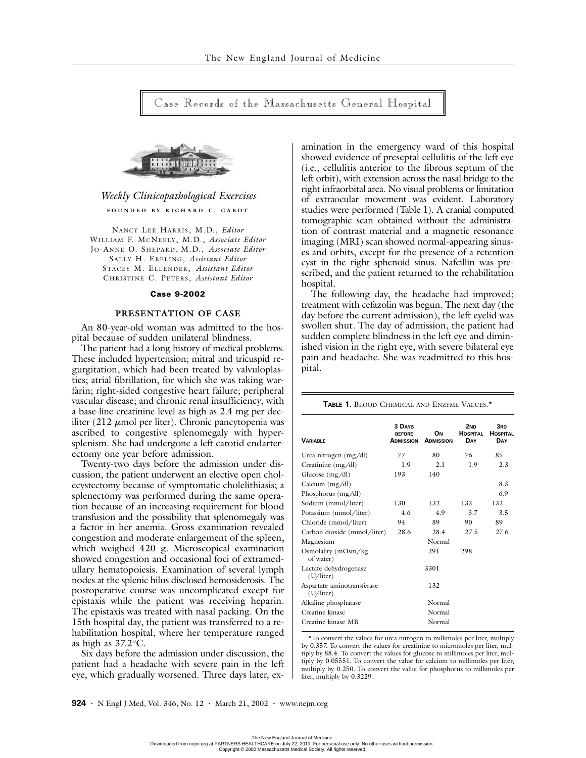# Case Records of the Massachusetts General Hospital

*Weekly Clinicopathological Exercises*

FOUNDED BY RICHARD C. CABOT

NANCY LEE HARRIS, M.D., *Editor*
WILLIAM F. MCNEELY, M.D., *Associate Editor*
JO-ANNE O. SHEPARD, M.D., *Associate Editor*
SALLY H. EBELING, *Assistant Editor*
STACEY M. ELLENDER, *Assistant Editor*
CHRISTINE C. PETERS, *Assistant Editor*

**Case 9-2002**

## PRESENTATION OF CASE

An 80-year-old woman was admitted to the hospital because of sudden unilateral blindness.

The patient had a long history of medical problems. These included hypertension; mitral and tricuspid regurgitation, which had been treated by valvuloplasties; atrial fibrillation, for which she was taking warfarin; right-sided congestive heart failure; peripheral vascular disease; and chronic renal insufficiency, with a base-line creatinine level as high as 2.4 mg per deciliter (212 μmol per liter). Chronic pancytopenia was ascribed to congestive splenomegaly with hypersplenism. She had undergone a left carotid endarterectomy one year before admission.

Twenty-two days before the admission under discussion, the patient underwent an elective open cholecystectomy because of symptomatic cholelithiasis; a splenectomy was performed during the same operation because of an increasing requirement for blood transfusion and the possibility that splenomegaly was a factor in her anemia. Gross examination revealed congestion and moderate enlargement of the spleen, which weighed 420 g. Microscopical examination showed congestion and occasional foci of extramedullary hematopoiesis. Examination of several lymph nodes at the splenic hilus disclosed hemosiderosis. The postoperative course was uncomplicated except for epistaxis while the patient was receiving heparin. The epistaxis was treated with nasal packing. On the 15th hospital day, the patient was transferred to a rehabilitation hospital, where her temperature ranged as high as 37.2°C.

Six days before the admission under discussion, the patient had a headache with severe pain in the left eye, which gradually worsened. Three days later, examination in the emergency ward of this hospital showed evidence of preseptal cellulitis of the left eye (i.e., cellulitis anterior to the fibrous septum of the left orbit), with extension across the nasal bridge to the right infraorbital area. No visual problems or limitation of extraocular movement was evident. Laboratory studies were performed (Table 1). A cranial computed tomographic scan obtained without the administration of contrast material and a magnetic resonance imaging (MRI) scan showed normal-appearing sinuses and orbits, except for the presence of a retention cyst in the right sphenoid sinus. Nafcillin was prescribed, and the patient returned to the rehabilitation hospital.

The following day, the headache had improved; treatment with cefazolin was begun. The next day (the day before the current admission), the left eyelid was swollen shut. The day of admission, the patient had sudden complete blindness in the left eye and diminished vision in the right eye, with severe bilateral eye pain and headache. She was readmitted to this hospital.

**TABLE 1.** BLOOD CHEMICAL AND ENZYME VALUES.*

| VARIABLE | 3 DAYS BEFORE ADMISSION | ON ADMISSION | 2ND HOSPITAL DAY | 3RD HOSPITAL DAY |
|---|---|---|---|---|
| Urea nitrogen (mg/dl) | 77 | 80 | 76 | 85 |
| Creatinine (mg/dl) | 1.9 | 2.1 | 1.9 | 2.3 |
| Glucose (mg/dl) | 193 | 140 | | |
| Calcium (mg/dl) | | | | 8.3 |
| Phosphorus (mg/dl) | | | | 6.9 |
| Sodium (mmol/liter) | 130 | 132 | 132 | 132 |
| Potassium (mmol/liter) | 4.6 | 4.9 | 3.7 | 3.5 |
| Chloride (mmol/liter) | 94 | 89 | 90 | 89 |
| Carbon dioxide (mmol/liter) | 28.6 | 28.4 | 27.5 | 27.6 |
| Magnesium | | Normal | | |
| Osmolality (mOsm/kg of water) | | 291 | 298 | |
| Lactate dehydrogenase (U/liter) | | 3301 | | |
| Aspartate aminotransferase (U/liter) | | 132 | | |
| Alkaline phosphatase | | Normal | | |
| Creatine kinase | | Normal | | |
| Creatine kinase MB | | Normal | | |

*To convert the values for urea nitrogen to millimoles per liter, multiply by 0.357. To convert the values for creatinine to micromoles per liter, multiply by 88.4. To convert the values for glucose to millimoles per liter, multiply by 0.05551. To convert the value for calcium to millimoles per liter, multiply by 0.250. To convert the value for phosphorus to millimoles per liter, multiply by 0.3229.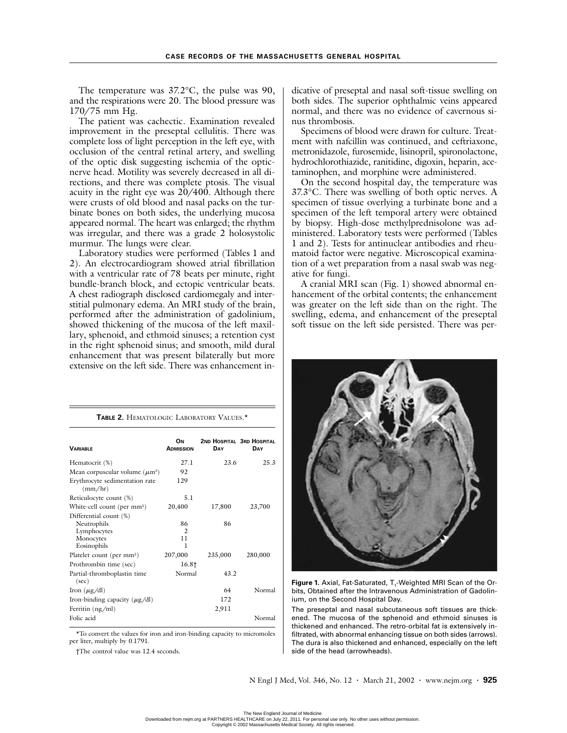The temperature was 37.2°C, the pulse was 90, and the respirations were 20. The blood pressure was 170/75 mm Hg.

The patient was cachectic. Examination revealed improvement in the preseptal cellulitis. There was complete loss of light perception in the left eye, with occlusion of the central retinal artery, and swelling of the optic disk suggesting ischemia of the optic-nerve head. Motility was severely decreased in all directions, and there was complete ptosis. The visual acuity in the right eye was 20/400. Although there were crusts of old blood and nasal packs on the turbinate bones on both sides, the underlying mucosa appeared normal. The heart was enlarged; the rhythm was irregular, and there was a grade 2 holosystolic murmur. The lungs were clear.

Laboratory studies were performed (Tables 1 and 2). An electrocardiogram showed atrial fibrillation with a ventricular rate of 78 beats per minute, right bundle-branch block, and ectopic ventricular beats. A chest radiograph disclosed cardiomegaly and interstitial pulmonary edema. An MRI study of the brain, performed after the administration of gadolinium, showed thickening of the mucosa of the left maxillary, sphenoid, and ethmoid sinuses; a retention cyst in the right sphenoid sinus; and smooth, mild dural enhancement that was present bilaterally but more extensive on the left side. There was enhancement indicative of preseptal and nasal soft-tissue swelling on both sides. The superior ophthalmic veins appeared normal, and there was no evidence of cavernous sinus thrombosis.

Specimens of blood were drawn for culture. Treatment with nafcillin was continued, and ceftriaxone, metronidazole, furosemide, lisinopril, spironolactone, hydrochlorothiazide, ranitidine, digoxin, heparin, acetaminophen, and morphine were administered.

On the second hospital day, the temperature was 37.3°C. There was swelling of both optic nerves. A specimen of tissue overlying a turbinate bone and a specimen of the left temporal artery were obtained by biopsy. High-dose methylprednisolone was administered. Laboratory tests were performed (Tables 1 and 2). Tests for antinuclear antibodies and rheumatoid factor were negative. Microscopical examination of a wet preparation from a nasal swab was negative for fungi.

A cranial MRI scan (Fig. 1) showed abnormal enhancement of the orbital contents; the enhancement was greater on the left side than on the right. The swelling, edema, and enhancement of the preseptal soft tissue on the left side persisted. There was per-

**Table 2.** Hematologic Laboratory Values.*

| Variable | On Admission | 2nd Hospital Day | 3rd Hospital Day |
|---|---|---|---|
| Hematocrit (%) | 27.1 | 23.6 | 25.3 |
| Mean corpuscular volume ($\mu m^3$) | 92 | | |
| Erythrocyte sedimentation rate (mm/hr) | 129 | | |
| Reticulocyte count (%) | 5.1 | | |
| White-cell count (per $mm^3$) | 20,400 | 17,800 | 23,700 |
| Differential count (%) | | | |
| Neutrophils | 86 | 86 | |
| Lymphocytes | 2 | | |
| Monocytes | 11 | | |
| Eosinophils | 1 | | |
| Platelet count (per $mm^3$) | 207,000 | 235,000 | 280,000 |
| Prothrombin time (sec) | 16.8† | | |
| Partial-thromboplastin time (sec) | Normal | 43.2 | |
| Iron ($\mu g$/dl) | | 64 | Normal |
| Iron-binding capacity ($\mu g$/dl) | | 172 | |
| Ferritin (ng/ml) | | 2,911 | |
| Folic acid | | | Normal |

*To convert the values for iron and iron-binding capacity to micromoles per liter, multiply by 0.1791.

†The control value was 12.4 seconds.

**Figure 1.** Axial, Fat-Saturated, $T_1$-Weighted MRI Scan of the Orbits, Obtained after the Intravenous Administration of Gadolinium, on the Second Hospital Day.

The preseptal and nasal subcutaneous soft tissues are thickened. The mucosa of the sphenoid and ethmoid sinuses is thickened and enhanced. The retro-orbital fat is extensively infiltrated, with abnormal enhancing tissue on both sides (arrows). The dura is also thickened and enhanced, especially on the left side of the head (arrowheads).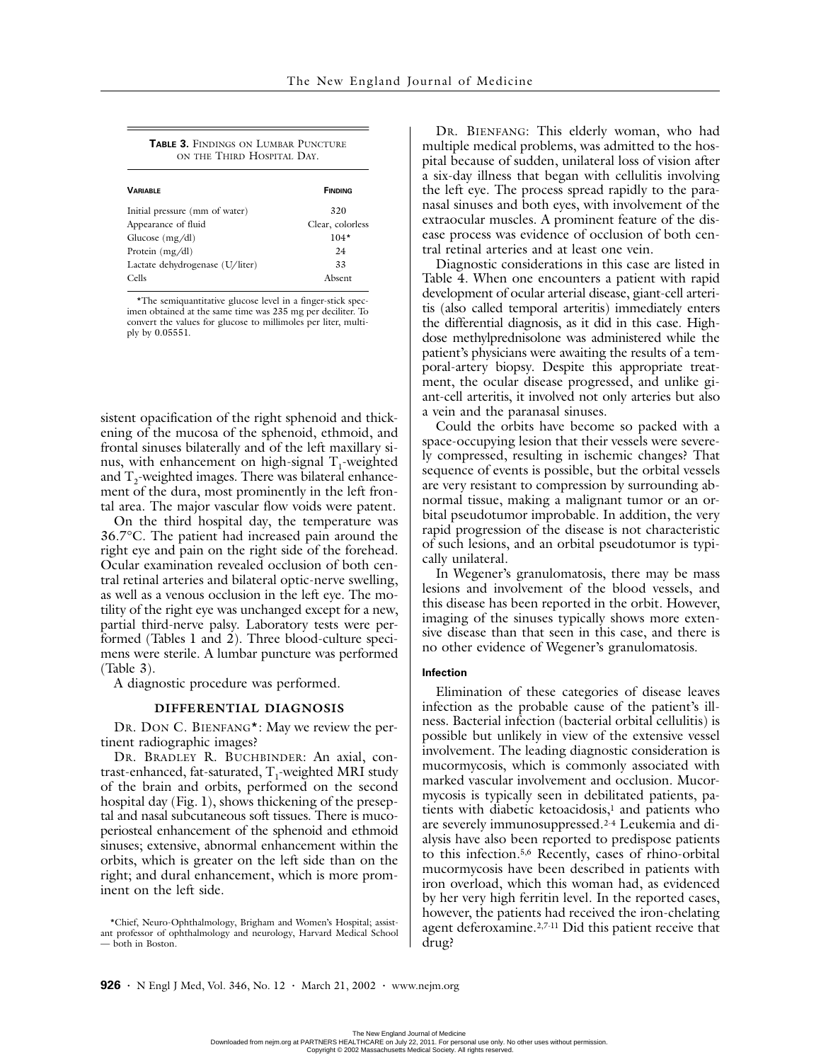**Table 3.** Findings on Lumbar Puncture on the Third Hospital Day.

| Variable | Finding |
|---|---|
| Initial pressure (mm of water) | 320 |
| Appearance of fluid | Clear, colorless |
| Glucose (mg/dl) | 104* |
| Protein (mg/dl) | 24 |
| Lactate dehydrogenase (U/liter) | 33 |
| Cells | Absent |

*The semiquantitative glucose level in a finger-stick specimen obtained at the same time was 235 mg per deciliter. To convert the values for glucose to millimoles per liter, multiply by 0.05551.

sistent opacification of the right sphenoid and thickening of the mucosa of the sphenoid, ethmoid, and frontal sinuses bilaterally and of the left maxillary sinus, with enhancement on high-signal $T_1$-weighted and $T_2$-weighted images. There was bilateral enhancement of the dura, most prominently in the left frontal area. The major vascular flow voids were patent.

On the third hospital day, the temperature was 36.7°C. The patient had increased pain around the right eye and pain on the right side of the forehead. Ocular examination revealed occlusion of both central retinal arteries and bilateral optic-nerve swelling, as well as a venous occlusion in the left eye. The motility of the right eye was unchanged except for a new, partial third-nerve palsy. Laboratory tests were performed (Tables 1 and 2). Three blood-culture specimens were sterile. A lumbar puncture was performed (Table 3).

A diagnostic procedure was performed.

## DIFFERENTIAL DIAGNOSIS

Dr. Don C. Bienfang*: May we review the pertinent radiographic images?

Dr. Bradley R. Buchbinder: An axial, contrast-enhanced, fat-saturated, $T_1$-weighted MRI study of the brain and orbits, performed on the second hospital day (Fig. 1), shows thickening of the preseptal and nasal subcutaneous soft tissues. There is mucoperiosteal enhancement of the sphenoid and ethmoid sinuses; extensive, abnormal enhancement within the orbits, which is greater on the left side than on the right; and dural enhancement, which is more prominent on the left side.

*Chief, Neuro-Ophthalmology, Brigham and Women's Hospital; assistant professor of ophthalmology and neurology, Harvard Medical School — both in Boston.

Dr. Bienfang: This elderly woman, who had multiple medical problems, was admitted to the hospital because of sudden, unilateral loss of vision after a six-day illness that began with cellulitis involving the left eye. The process spread rapidly to the paranasal sinuses and both eyes, with involvement of the extraocular muscles. A prominent feature of the disease process was evidence of occlusion of both central retinal arteries and at least one vein.

Diagnostic considerations in this case are listed in Table 4. When one encounters a patient with rapid development of ocular arterial disease, giant-cell arteritis (also called temporal arteritis) immediately enters the differential diagnosis, as it did in this case. High-dose methylprednisolone was administered while the patient's physicians were awaiting the results of a temporal-artery biopsy. Despite this appropriate treatment, the ocular disease progressed, and unlike giant-cell arteritis, it involved not only arteries but also a vein and the paranasal sinuses.

Could the orbits have become so packed with a space-occupying lesion that their vessels were severely compressed, resulting in ischemic changes? That sequence of events is possible, but the orbital vessels are very resistant to compression by surrounding abnormal tissue, making a malignant tumor or an orbital pseudotumor improbable. In addition, the very rapid progression of the disease is not characteristic of such lesions, and an orbital pseudotumor is typically unilateral.

In Wegener's granulomatosis, there may be mass lesions and involvement of the blood vessels, and this disease has been reported in the orbit. However, imaging of the sinuses typically shows more extensive disease than that seen in this case, and there is no other evidence of Wegener's granulomatosis.

### Infection

Elimination of these categories of disease leaves infection as the probable cause of the patient's illness. Bacterial infection (bacterial orbital cellulitis) is possible but unlikely in view of the extensive vessel involvement. The leading diagnostic consideration is mucormycosis, which is commonly associated with marked vascular involvement and occlusion. Mucormycosis is typically seen in debilitated patients, patients with diabetic ketoacidosis,[1] and patients who are severely immunosuppressed.[2-4] Leukemia and dialysis have also been reported to predispose patients to this infection.[5,6] Recently, cases of rhino-orbital mucormycosis have been described in patients with iron overload, which this woman had, as evidenced by her very high ferritin level. In the reported cases, however, the patients had received the iron-chelating agent deferoxamine.[2,7-11] Did this patient receive that drug?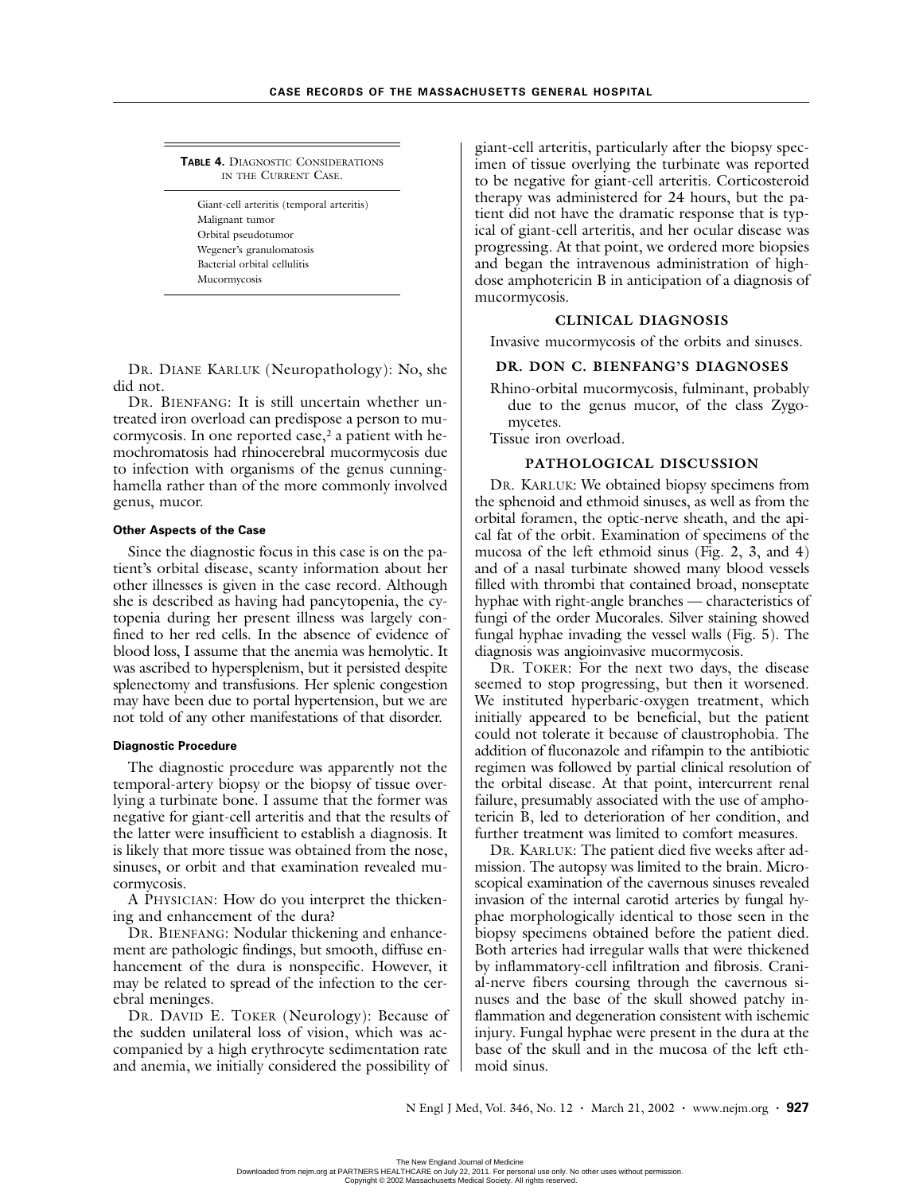**Table 4.** Diagnostic Considerations in the Current Case.

| |
|---|
| Giant-cell arteritis (temporal arteritis) |
| Malignant tumor |
| Orbital pseudotumor |
| Wegener's granulomatosis |
| Bacterial orbital cellulitis |
| Mucormycosis |

Dr. Diane Karluk (Neuropathology): No, she did not.

Dr. Bienfang: It is still uncertain whether untreated iron overload can predispose a person to mucormycosis. In one reported case,[2] a patient with hemochromatosis had rhinocerebral mucormycosis due to infection with organisms of the genus cunninghamella rather than of the more commonly involved genus, mucor.

#### Other Aspects of the Case

Since the diagnostic focus in this case is on the patient's orbital disease, scanty information about her other illnesses is given in the case record. Although she is described as having had pancytopenia, the cytopenia during her present illness was largely confined to her red cells. In the absence of evidence of blood loss, I assume that the anemia was hemolytic. It was ascribed to hypersplenism, but it persisted despite splenectomy and transfusions. Her splenic congestion may have been due to portal hypertension, but we are not told of any other manifestations of that disorder.

#### Diagnostic Procedure

The diagnostic procedure was apparently not the temporal-artery biopsy or the biopsy of tissue overlying a turbinate bone. I assume that the former was negative for giant-cell arteritis and that the results of the latter were insufficient to establish a diagnosis. It is likely that more tissue was obtained from the nose, sinuses, or orbit and that examination revealed mucormycosis.

A Physician: How do you interpret the thickening and enhancement of the dura?

Dr. Bienfang: Nodular thickening and enhancement are pathologic findings, but smooth, diffuse enhancement of the dura is nonspecific. However, it may be related to spread of the infection to the cerebral meninges.

Dr. David E. Toker (Neurology): Because of the sudden unilateral loss of vision, which was accompanied by a high erythrocyte sedimentation rate and anemia, we initially considered the possibility of giant-cell arteritis, particularly after the biopsy specimen of tissue overlying the turbinate was reported to be negative for giant-cell arteritis. Corticosteroid therapy was administered for 24 hours, but the patient did not have the dramatic response that is typical of giant-cell arteritis, and her ocular disease was progressing. At that point, we ordered more biopsies and began the intravenous administration of high-dose amphotericin B in anticipation of a diagnosis of mucormycosis.

### CLINICAL DIAGNOSIS

Invasive mucormycosis of the orbits and sinuses.

### DR. DON C. BIENFANG'S DIAGNOSES

Rhino-orbital mucormycosis, fulminant, probably due to the genus mucor, of the class Zygomycetes.

Tissue iron overload.

### PATHOLOGICAL DISCUSSION

Dr. Karluk: We obtained biopsy specimens from the sphenoid and ethmoid sinuses, as well as from the orbital foramen, the optic-nerve sheath, and the apical fat of the orbit. Examination of specimens of the mucosa of the left ethmoid sinus (Fig. 2, 3, and 4) and of a nasal turbinate showed many blood vessels filled with thrombi that contained broad, nonseptate hyphae with right-angle branches — characteristics of fungi of the order Mucorales. Silver staining showed fungal hyphae invading the vessel walls (Fig. 5). The diagnosis was angioinvasive mucormycosis.

Dr. Toker: For the next two days, the disease seemed to stop progressing, but then it worsened. We instituted hyperbaric-oxygen treatment, which initially appeared to be beneficial, but the patient could not tolerate it because of claustrophobia. The addition of fluconazole and rifampin to the antibiotic regimen was followed by partial clinical resolution of the orbital disease. At that point, intercurrent renal failure, presumably associated with the use of amphotericin B, led to deterioration of her condition, and further treatment was limited to comfort measures.

Dr. Karluk: The patient died five weeks after admission. The autopsy was limited to the brain. Microscopical examination of the cavernous sinuses revealed invasion of the internal carotid arteries by fungal hyphae morphologically identical to those seen in the biopsy specimens obtained before the patient died. Both arteries had irregular walls that were thickened by inflammatory-cell infiltration and fibrosis. Cranial-nerve fibers coursing through the cavernous sinuses and the base of the skull showed patchy inflammation and degeneration consistent with ischemic injury. Fungal hyphae were present in the dura at the base of the skull and in the mucosa of the left ethmoid sinus.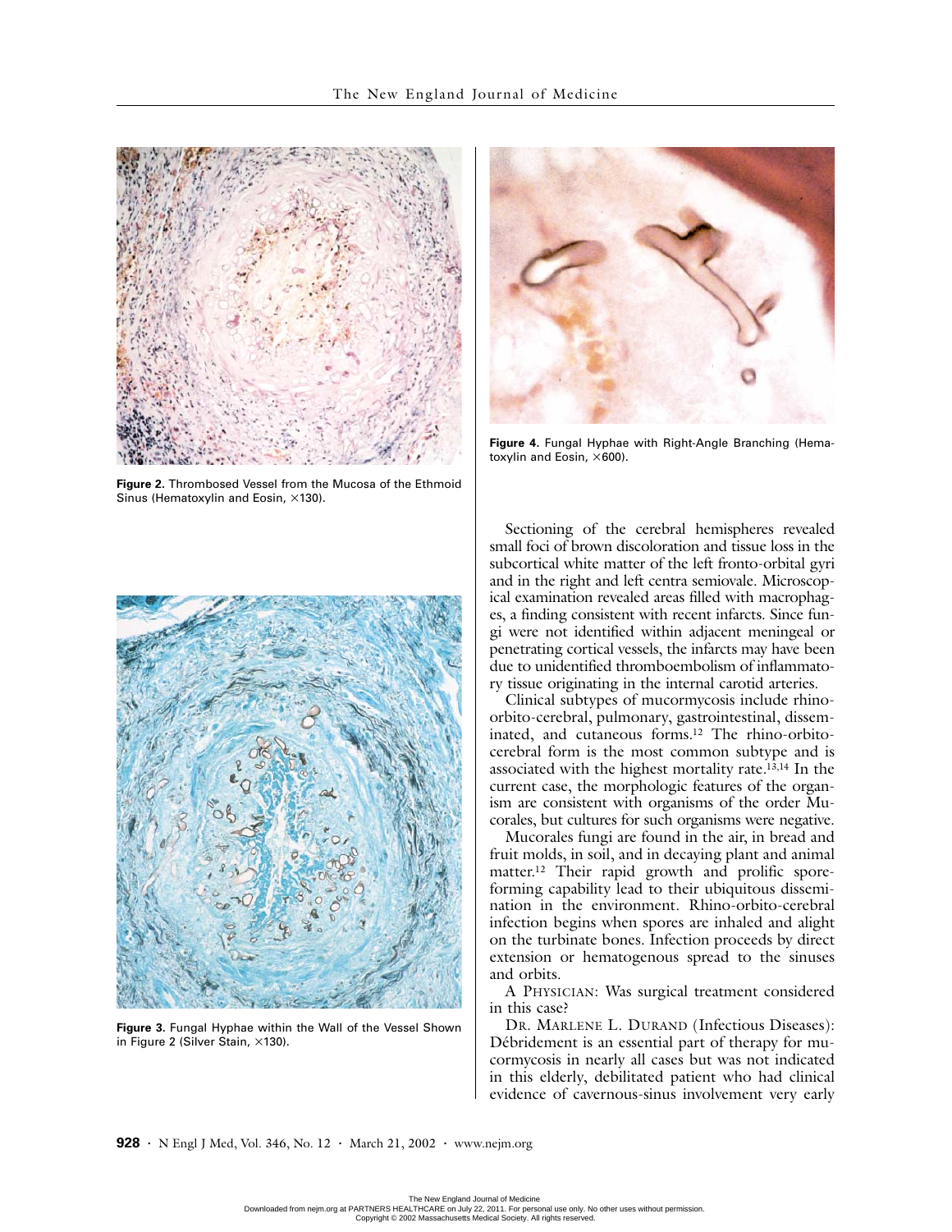Figure 2. Thrombosed Vessel from the Mucosa of the Ethmoid Sinus (Hematoxylin and Eosin, ×130).

Figure 3. Fungal Hyphae within the Wall of the Vessel Shown in Figure 2 (Silver Stain, ×130).

Figure 4. Fungal Hyphae with Right-Angle Branching (Hematoxylin and Eosin, ×600).

Sectioning of the cerebral hemispheres revealed small foci of brown discoloration and tissue loss in the subcortical white matter of the left fronto-orbital gyri and in the right and left centra semiovale. Microscopical examination revealed areas filled with macrophages, a finding consistent with recent infarcts. Since fungi were not identified within adjacent meningeal or penetrating cortical vessels, the infarcts may have been due to unidentified thromboembolism of inflammatory tissue originating in the internal carotid arteries.

Clinical subtypes of mucormycosis include rhino-orbito-cerebral, pulmonary, gastrointestinal, disseminated, and cutaneous forms.[12] The rhino-orbito-cerebral form is the most common subtype and is associated with the highest mortality rate.[13,14] In the current case, the morphologic features of the organism are consistent with organisms of the order Mucorales, but cultures for such organisms were negative.

Mucorales fungi are found in the air, in bread and fruit molds, in soil, and in decaying plant and animal matter.[12] Their rapid growth and prolific spore-forming capability lead to their ubiquitous dissemination in the environment. Rhino-orbito-cerebral infection begins when spores are inhaled and alight on the turbinate bones. Infection proceeds by direct extension or hematogenous spread to the sinuses and orbits.

A Physician: Was surgical treatment considered in this case?

Dr. Marlene L. Durand (Infectious Diseases): Débridement is an essential part of therapy for mucormycosis in nearly all cases but was not indicated in this elderly, debilitated patient who had clinical evidence of cavernous-sinus involvement very early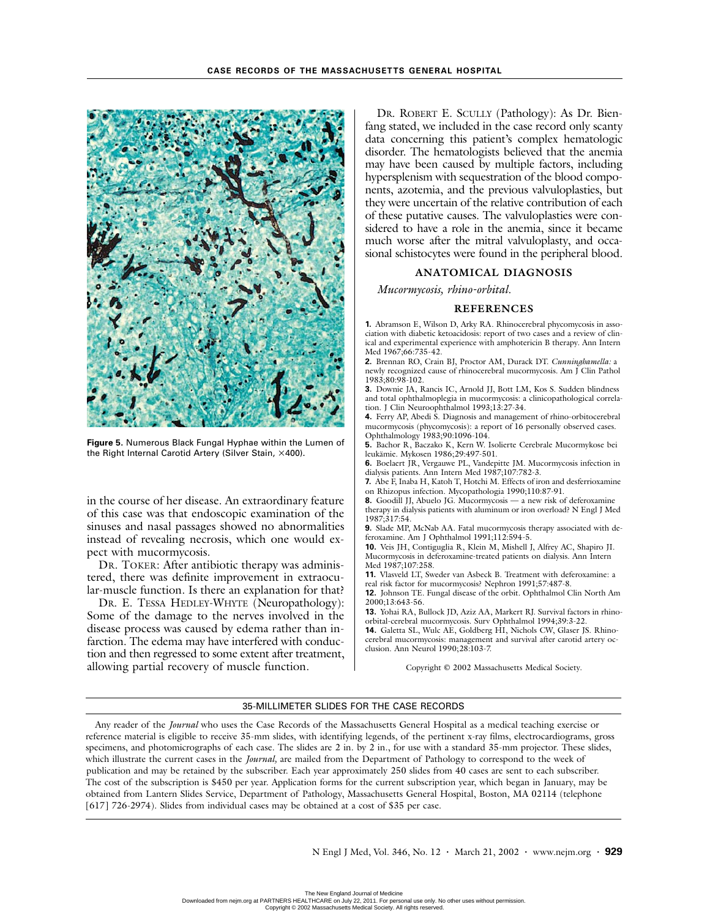**Figure 5.** Numerous Black Fungal Hyphae within the Lumen of the Right Internal Carotid Artery (Silver Stain, ×400).

in the course of her disease. An extraordinary feature of this case was that endoscopic examination of the sinuses and nasal passages showed no abnormalities instead of revealing necrosis, which one would expect with mucormycosis.

DR. TOKER: After antibiotic therapy was administered, there was definite improvement in extraocular-muscle function. Is there an explanation for that?

DR. E. TESSA HEDLEY-WHYTE (Neuropathology): Some of the damage to the nerves involved in the disease process was caused by edema rather than infarction. The edema may have interfered with conduction and then regressed to some extent after treatment, allowing partial recovery of muscle function.

DR. ROBERT E. SCULLY (Pathology): As Dr. Bienfang stated, we included in the case record only scanty data concerning this patient's complex hematologic disorder. The hematologists believed that the anemia may have been caused by multiple factors, including hypersplenism with sequestration of the blood components, azotemia, and the previous valvuloplasties, but they were uncertain of the relative contribution of each of these putative causes. The valvuloplasties were considered to have a role in the anemia, since it became much worse after the mitral valvuloplasty, and occasional schistocytes were found in the peripheral blood.

## ANATOMICAL DIAGNOSIS

*Mucormycosis, rhino-orbital.*

## REFERENCES

**1.** Abramson E, Wilson D, Arky RA. Rhinocerebral phycomycosis in association with diabetic ketoacidosis: report of two cases and a review of clinical and experimental experience with amphotericin B therapy. Ann Intern Med 1967;66:735-42.

**2.** Brennan RO, Crain BJ, Proctor AM, Durack DT. *Cunninghamella:* a newly recognized cause of rhinocerebral mucormycosis. Am J Clin Pathol 1983;80:98-102.

**3.** Downie JA, Rancis IC, Arnold JJ, Bott LM, Kos S. Sudden blindness and total ophthalmoplegia in mucormycosis: a clinicopathological correlation. J Clin Neuroophthalmol 1993;13:27-34.

**4.** Ferry AP, Abedi S. Diagnosis and management of rhino-orbitocerebral mucormycosis (phycomycosis): a report of 16 personally observed cases. Ophthalmology 1983;90:1096-104.

**5.** Bachor R, Baczako K, Kern W. Isolierte Cerebrale Mucormykose bei leukämie. Mykosen 1986;29:497-501.

**6.** Boelaert JR, Vergauwe PL, Vandepitte JM. Mucormycosis infection in dialysis patients. Ann Intern Med 1987;107:782-3.

**7.** Abe F, Inaba H, Katoh T, Hotchi M. Effects of iron and desferrioxamine on Rhizopus infection. Mycopathologia 1990;110:87-91.

**8.** Goodill JJ, Abuelo JG. Mucormycosis — a new risk of deferoxamine therapy in dialysis patients with aluminum or iron overload? N Engl J Med 1987;317:54.

**9.** Slade MP, McNab AA. Fatal mucormycosis therapy associated with deferoxamine. Am J Ophthalmol 1991;112:594-5.

**10.** Veis JH, Contiguglia R, Klein M, Mishell J, Alfrey AC, Shapiro JI. Mucormycosis in deferoxamine-treated patients on dialysis. Ann Intern Med 1987;107:258.

**11.** Vlasveld LT, Sweder van Asbeck B. Treatment with deferoxamine: a real risk factor for mucormycosis? Nephron 1991;57:487-8.

**12.** Johnson TE. Fungal disease of the orbit. Ophthalmol Clin North Am 2000;13:643-56.

**13.** Yohai RA, Bullock JD, Aziz AA, Markert RJ. Survival factors in rhino-orbital-cerebral mucormycosis. Surv Ophthalmol 1994;39:3-22.

**14.** Galetta SL, Wulc AE, Goldberg HI, Nichols CW, Glaser JS. Rhinocerebral mucormycosis: management and survival after carotid artery occlusion. Ann Neurol 1990;28:103-7.

Copyright © 2002 Massachusetts Medical Society.

## 35-MILLIMETER SLIDES FOR THE CASE RECORDS

Any reader of the *Journal* who uses the Case Records of the Massachusetts General Hospital as a medical teaching exercise or reference material is eligible to receive 35-mm slides, with identifying legends, of the pertinent x-ray films, electrocardiograms, gross specimens, and photomicrographs of each case. The slides are 2 in. by 2 in., for use with a standard 35-mm projector. These slides, which illustrate the current cases in the *Journal,* are mailed from the Department of Pathology to correspond to the week of publication and may be retained by the subscriber. Each year approximately 250 slides from 40 cases are sent to each subscriber. The cost of the subscription is $450 per year. Application forms for the current subscription year, which began in January, may be obtained from Lantern Slides Service, Department of Pathology, Massachusetts General Hospital, Boston, MA 02114 (telephone [617] 726-2974). Slides from individual cases may be obtained at a cost of $35 per case.